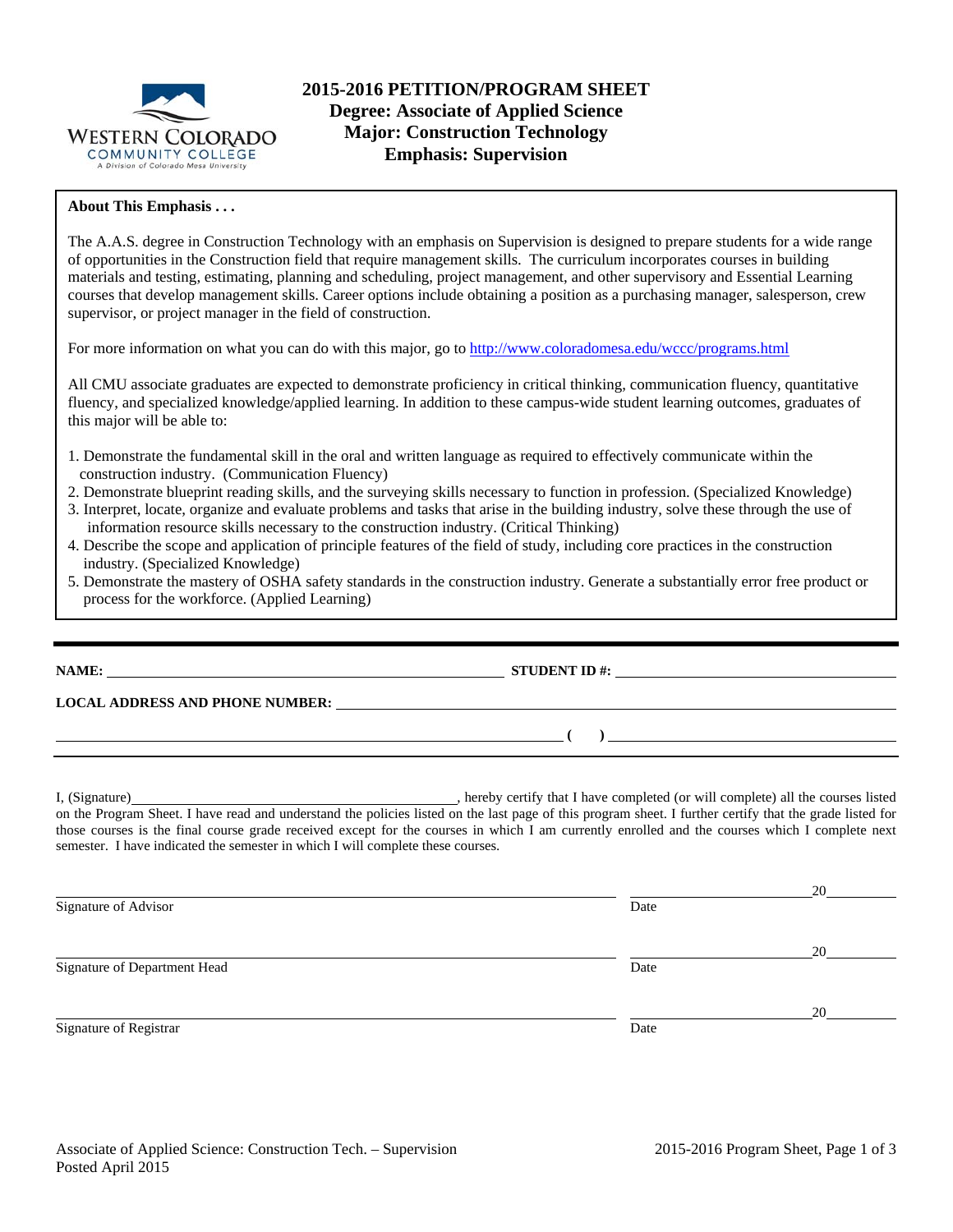# 2015-2016 PETITION/PROGRAM SHEET

## Degree: Associate of Applied Science
## Major: Construction Technology
## Emphasis: Supervision

**About This Emphasis . . .**

The A.A.S. degree in Construction Technology with an emphasis on Supervision is designed to prepare students for a wide range of opportunities in the Construction field that require management skills. The curriculum incorporates courses in building materials and testing, estimating, planning and scheduling, project management, and other supervisory and Essential Learning courses that develop management skills. Career options include obtaining a position as a purchasing manager, salesperson, crew supervisor, or project manager in the field of construction.

For more information on what you can do with this major, go to http://www.coloradomesa.edu/wccc/programs.html

All CMU associate graduates are expected to demonstrate proficiency in critical thinking, communication fluency, quantitative fluency, and specialized knowledge/applied learning. In addition to these campus-wide student learning outcomes, graduates of this major will be able to:

1. Demonstrate the fundamental skill in the oral and written language as required to effectively communicate within the construction industry. (Communication Fluency)
2. Demonstrate blueprint reading skills, and the surveying skills necessary to function in profession. (Specialized Knowledge)
3. Interpret, locate, organize and evaluate problems and tasks that arise in the building industry, solve these through the use of information resource skills necessary to the construction industry. (Critical Thinking)
4. Describe the scope and application of principle features of the field of study, including core practices in the construction industry. (Specialized Knowledge)
5. Demonstrate the mastery of OSHA safety standards in the construction industry. Generate a substantially error free product or process for the workforce. (Applied Learning)

---

**NAME:** ______________________ **STUDENT ID #:** ______________________

**LOCAL ADDRESS AND PHONE NUMBER:** ______________________

______________________ **(   )** ______________________

I, (Signature)______________________, hereby certify that I have completed (or will complete) all the courses listed on the Program Sheet. I have read and understand the policies listed on the last page of this program sheet. I further certify that the grade listed for those courses is the final course grade received except for the courses in which I am currently enrolled and the courses which I complete next semester. I have indicated the semester in which I will complete these courses.

______________________ ______________________20______
Signature of Advisor Date

______________________ ______________________20______
Signature of Department Head Date

______________________ ______________________20______
Signature of Registrar Date

Associate of Applied Science: Construction Tech. – Supervision
Posted April 2015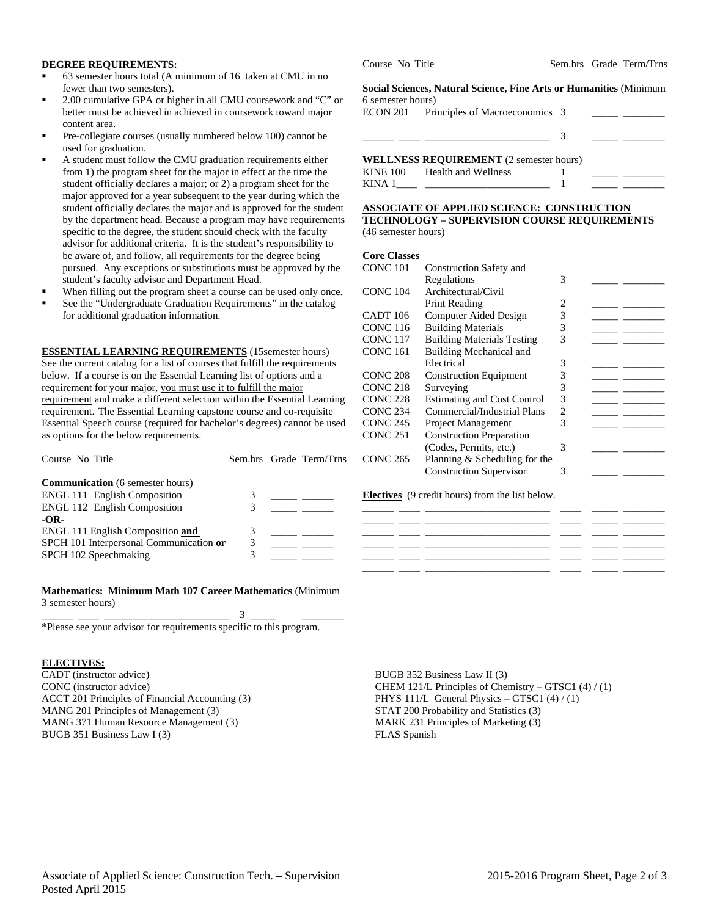**DEGREE REQUIREMENTS:**

- 63 semester hours total (A minimum of 16 taken at CMU in no fewer than two semesters).
- 2.00 cumulative GPA or higher in all CMU coursework and "C" or better must be achieved in achieved in coursework toward major content area.
- Pre-collegiate courses (usually numbered below 100) cannot be used for graduation.
- A student must follow the CMU graduation requirements either from 1) the program sheet for the major in effect at the time the student officially declares a major; or 2) a program sheet for the major approved for a year subsequent to the year during which the student officially declares the major and is approved for the student by the department head. Because a program may have requirements specific to the degree, the student should check with the faculty advisor for additional criteria. It is the student's responsibility to be aware of, and follow, all requirements for the degree being pursued. Any exceptions or substitutions must be approved by the student's faculty advisor and Department Head.
- When filling out the program sheet a course can be used only once.
- See the "Undergraduate Graduation Requirements" in the catalog for additional graduation information.

**ESSENTIAL LEARNING REQUIREMENTS** (15semester hours) See the current catalog for a list of courses that fulfill the requirements below. If a course is on the Essential Learning list of options and a requirement for your major, you must use it to fulfill the major requirement and make a different selection within the Essential Learning requirement. The Essential Learning capstone course and co-requisite Essential Speech course (required for bachelor's degrees) cannot be used as options for the below requirements.

| Course No Title | Sem.hrs | Grade | Term/Trns |
|---|---|---|---|
| **Communication** (6 semester hours) | | | |
| ENGL 111 English Composition | 3 | _____ | ______ |
| ENGL 112 English Composition | 3 | _____ | ______ |
| **-OR-** | | | |
| ENGL 111 English Composition **and** | 3 | _____ | ______ |
| SPCH 101 Interpersonal Communication **or** | 3 | _____ | ______ |
| SPCH 102 Speechmaking | 3 | _____ | ______ |

**Mathematics: Minimum Math 107 Career Mathematics** (Minimum 3 semester hours)

| | | | |
|---|---|---|---|
| ______ ____ ________________________ | 3 | _____ | ________ |

*Please see your advisor for requirements specific to this program.

| Course No Title | Sem.hrs | Grade | Term/Trns |
|---|---|---|---|
| **Social Sciences, Natural Science, Fine Arts or Humanities** (Minimum 6 semester hours) | | | |
| ECON 201 Principles of Macroeconomics | 3 | _____ | ________ |
| ______ ____ ________________________ | 3 | _____ | ________ |
| **WELLNESS REQUIREMENT** (2 semester hours) | | | |
| KINE 100 Health and Wellness | 1 | _____ | ________ |
| KINA 1____ ________________________ | 1 | _____ | ________ |

**ASSOCIATE OF APPLIED SCIENCE: CONSTRUCTION TECHNOLOGY – SUPERVISION COURSE REQUIREMENTS** (46 semester hours)

**Core Classes**

| Course No | Title | Sem.hrs | Grade | Term/Trns |
|---|---|---|---|---|
| CONC 101 | Construction Safety and Regulations | 3 | _____ | ________ |
| CONC 104 | Architectural/Civil Print Reading | 2 | _____ | ________ |
| CADT 106 | Computer Aided Design | 3 | _____ | ________ |
| CONC 116 | Building Materials | 3 | _____ | ________ |
| CONC 117 | Building Materials Testing | 3 | _____ | ________ |
| CONC 161 | Building Mechanical and Electrical | 3 | _____ | ________ |
| CONC 208 | Construction Equipment | 3 | _____ | ________ |
| CONC 218 | Surveying | 3 | _____ | ________ |
| CONC 228 | Estimating and Cost Control | 3 | _____ | ________ |
| CONC 234 | Commercial/Industrial Plans | 2 | _____ | ________ |
| CONC 245 | Project Management | 3 | _____ | ________ |
| CONC 251 | Construction Preparation (Codes, Permits, etc.) | 3 | _____ | ________ |
| CONC 265 | Planning & Scheduling for the Construction Supervisor | 3 | _____ | ________ |

**Electives** (9 credit hours) from the list below.

| | | | | |
|---|---|---|---|---|
| ______ ____ | ________________________ | ____ | _____ | ________ |
| ______ ____ | ________________________ | ____ | _____ | ________ |
| ______ ____ | ________________________ | ____ | _____ | ________ |
| ______ ____ | ________________________ | ____ | _____ | ________ |
| ______ ____ | ________________________ | ____ | _____ | ________ |
| ______ ____ | ________________________ | ____ | _____ | ________ |

**ELECTIVES:**

CADT (instructor advice)
CONC (instructor advice)
ACCT 201 Principles of Financial Accounting (3)
MANG 201 Principles of Management (3)
MANG 371 Human Resource Management (3)
BUGB 351 Business Law I (3)
BUGB 352 Business Law II (3)
CHEM 121/L Principles of Chemistry – GTSC1 (4) / (1)
PHYS 111/L General Physics – GTSC1 (4) / (1)
STAT 200 Probability and Statistics (3)
MARK 231 Principles of Marketing (3)
FLAS Spanish

Associate of Applied Science: Construction Tech. – Supervision
Posted April 2015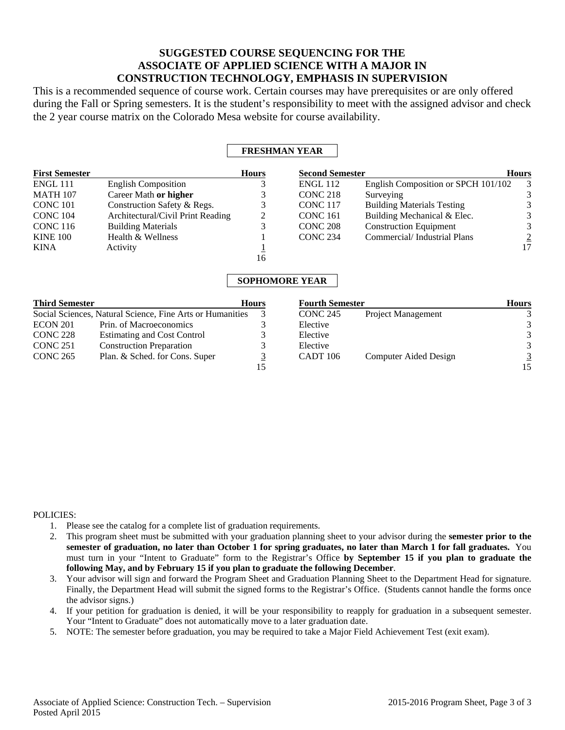# SUGGESTED COURSE SEQUENCING FOR THE ASSOCIATE OF APPLIED SCIENCE WITH A MAJOR IN CONSTRUCTION TECHNOLOGY, EMPHASIS IN SUPERVISION

This is a recommended sequence of course work. Certain courses may have prerequisites or are only offered during the Fall or Spring semesters. It is the student's responsibility to meet with the assigned advisor and check the 2 year course matrix on the Colorado Mesa website for course availability.

## FRESHMAN YEAR

| First Semester | | Hours |
|---|---|---|
| ENGL 111 | English Composition | 3 |
| MATH 107 | Career Math **or higher** | 3 |
| CONC 101 | Construction Safety & Regs. | 3 |
| CONC 104 | Architectural/Civil Print Reading | 2 |
| CONC 116 | Building Materials | 3 |
| KINE 100 | Health & Wellness | 1 |
| KINA | Activity | 1 |
| | | 16 |

| Second Semester | | Hours |
|---|---|---|
| ENGL 112 | English Composition or SPCH 101/102 | 3 |
| CONC 218 | Surveying | 3 |
| CONC 117 | Building Materials Testing | 3 |
| CONC 161 | Building Mechanical & Elec. | 3 |
| CONC 208 | Construction Equipment | 3 |
| CONC 234 | Commercial/ Industrial Plans | 2 |
| | | 17 |

## SOPHOMORE YEAR

| Third Semester | | Hours |
|---|---|---|
| Social Sciences, Natural Science, Fine Arts or Humanities | | 3 |
| ECON 201 | Prin. of Macroeconomics | 3 |
| CONC 228 | Estimating and Cost Control | 3 |
| CONC 251 | Construction Preparation | 3 |
| CONC 265 | Plan. & Sched. for Cons. Super | 3 |
| | | 15 |

| Fourth Semester | | Hours |
|---|---|---|
| CONC 245 | Project Management | 3 |
| Elective | | 3 |
| Elective | | 3 |
| Elective | | 3 |
| CADT 106 | Computer Aided Design | 3 |
| | | 15 |

POLICIES:

1. Please see the catalog for a complete list of graduation requirements.
2. This program sheet must be submitted with your graduation planning sheet to your advisor during the **semester prior to the semester of graduation, no later than October 1 for spring graduates, no later than March 1 for fall graduates.** You must turn in your "Intent to Graduate" form to the Registrar's Office **by September 15 if you plan to graduate the following May, and by February 15 if you plan to graduate the following December**.
3. Your advisor will sign and forward the Program Sheet and Graduation Planning Sheet to the Department Head for signature. Finally, the Department Head will submit the signed forms to the Registrar's Office. (Students cannot handle the forms once the advisor signs.)
4. If your petition for graduation is denied, it will be your responsibility to reapply for graduation in a subsequent semester. Your "Intent to Graduate" does not automatically move to a later graduation date.
5. NOTE: The semester before graduation, you may be required to take a Major Field Achievement Test (exit exam).